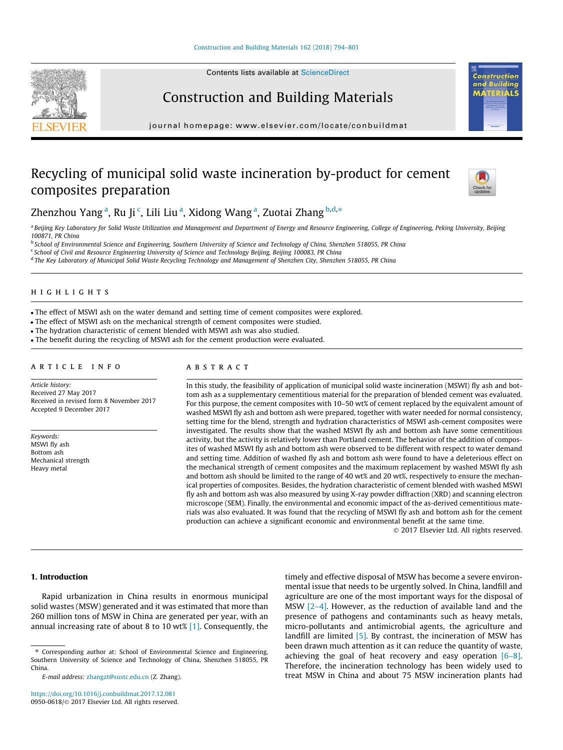# Recycling of municipal solid waste incineration by-product for cement composites preparation

Zhenzhou Yang [a], Ru Ji [c], Lili Liu [a], Xidong Wang [a], Zuotai Zhang [b,d,*]

[a] Beijing Key Laboratory for Solid Waste Utilization and Management and Department of Energy and Resource Engineering, College of Engineering, Peking University, Beijing 100871, PR China

[b] School of Environmental Science and Engineering, Southern University of Science and Technology of China, Shenzhen 518055, PR China

[c] School of Civil and Resource Engineering University of Science and Technology Beijing, Beijing 100083, PR China

[d] The Key Laboratory of Municipal Solid Waste Recycling Technology and Management of Shenzhen City, Shenzhen 518055, PR China

## HIGHLIGHTS

- The effect of MSWI ash on the water demand and setting time of cement composites were explored.
- The effect of MSWI ash on the mechanical strength of cement composites were studied.
- The hydration characteristic of cement blended with MSWI ash was also studied.
- The benefit during the recycling of MSWI ash for the cement production were evaluated.

## ARTICLE INFO

*Article history:*
Received 27 May 2017
Received in revised form 8 November 2017
Accepted 9 December 2017

*Keywords:*
MSWI fly ash
Bottom ash
Mechanical strength
Heavy metal

## ABSTRACT

In this study, the feasibility of application of municipal solid waste incineration (MSWI) fly ash and bottom ash as a supplementary cementitious material for the preparation of blended cement was evaluated. For this purpose, the cement composites with 10–50 wt% of cement replaced by the equivalent amount of washed MSWI fly ash and bottom ash were prepared, together with water needed for normal consistency, setting time for the blend, strength and hydration characteristics of MSWI ash-cement composites were investigated. The results show that the washed MSWI fly ash and bottom ash have some cementitious activity, but the activity is relatively lower than Portland cement. The behavior of the addition of composites of washed MSWI fly ash and bottom ash were observed to be different with respect to water demand and setting time. Addition of washed fly ash and bottom ash were found to have a deleterious effect on the mechanical strength of cement composites and the maximum replacement by washed MSWI fly ash and bottom ash should be limited to the range of 40 wt% and 20 wt%, respectively to ensure the mechanical properties of composites. Besides, the hydration characteristic of cement blended with washed MSWI fly ash and bottom ash was also measured by using X-ray powder diffraction (XRD) and scanning electron microscope (SEM). Finally, the environmental and economic impact of the as-derived cementitious materials was also evaluated. It was found that the recycling of MSWI fly ash and bottom ash for the cement production can achieve a significant economic and environmental benefit at the same time.

© 2017 Elsevier Ltd. All rights reserved.

## 1. Introduction

Rapid urbanization in China results in enormous municipal solid wastes (MSW) generated and it was estimated that more than 260 million tons of MSW in China are generated per year, with an annual increasing rate of about 8 to 10 wt% [1]. Consequently, the timely and effective disposal of MSW has become a severe environmental issue that needs to be urgently solved. In China, landfill and agriculture are one of the most important ways for the disposal of MSW [2–4]. However, as the reduction of available land and the presence of pathogens and contaminants such as heavy metals, micro-pollutants and antimicrobial agents, the agriculture and landfill are limited [5]. By contrast, the incineration of MSW has been drawn much attention as it can reduce the quantity of waste, achieving the goal of heat recovery and easy operation [6–8]. Therefore, the incineration technology has been widely used to treat MSW in China and about 75 MSW incineration plants had

* Corresponding author at: School of Environmental Science and Engineering, Southern University of Science and Technology of China, Shenzhen 518055, PR China.

*E-mail address:* zhangzt@sustc.edu.cn (Z. Zhang).

https://doi.org/10.1016/j.conbuildmat.2017.12.081
0950-0618/© 2017 Elsevier Ltd. All rights reserved.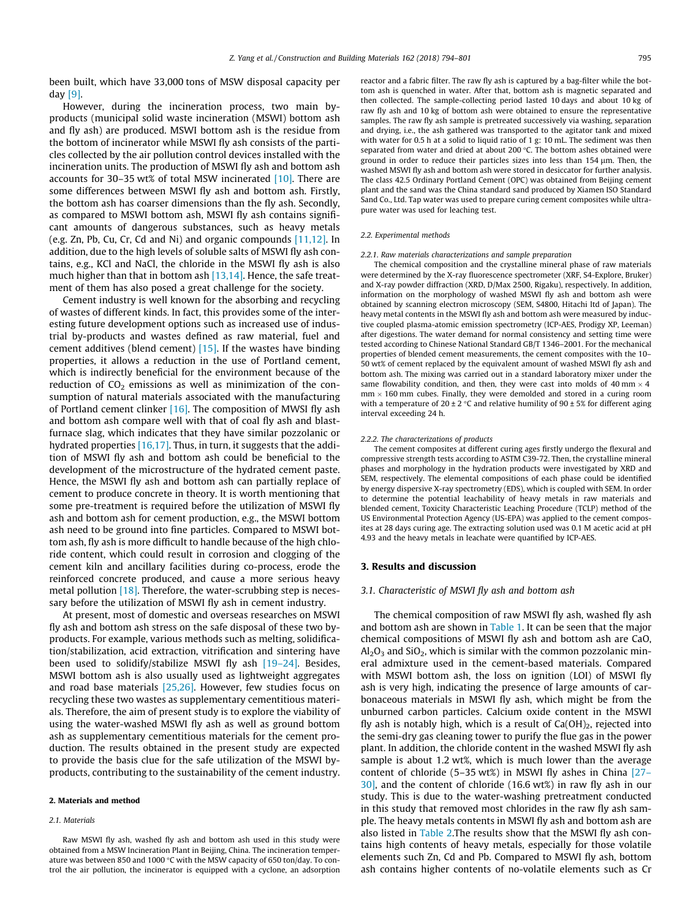been built, which have 33,000 tons of MSW disposal capacity per day [9].

However, during the incineration process, two main by-products (municipal solid waste incineration (MSWI) bottom ash and fly ash) are produced. MSWI bottom ash is the residue from the bottom of incinerator while MSWI fly ash consists of the particles collected by the air pollution control devices installed with the incineration units. The production of MSWI fly ash and bottom ash accounts for 30–35 wt% of total MSW incinerated [10]. There are some differences between MSWI fly ash and bottom ash. Firstly, the bottom ash has coarser dimensions than the fly ash. Secondly, as compared to MSWI bottom ash, MSWI fly ash contains significant amounts of dangerous substances, such as heavy metals (e.g. Zn, Pb, Cu, Cr, Cd and Ni) and organic compounds [11,12]. In addition, due to the high levels of soluble salts of MSWI fly ash contains, e.g., KCl and NaCl, the chloride in the MSWI fly ash is also much higher than that in bottom ash [13,14]. Hence, the safe treatment of them has also posed a great challenge for the society.

Cement industry is well known for the absorbing and recycling of wastes of different kinds. In fact, this provides some of the interesting future development options such as increased use of industrial by-products and wastes defined as raw material, fuel and cement additives (blend cement) [15]. If the wastes have binding properties, it allows a reduction in the use of Portland cement, which is indirectly beneficial for the environment because of the reduction of $CO_2$ emissions as well as minimization of the consumption of natural materials associated with the manufacturing of Portland cement clinker [16]. The composition of MWSI fly ash and bottom ash compare well with that of coal fly ash and blast-furnace slag, which indicates that they have similar pozzolanic or hydrated properties [16,17]. Thus, in turn, it suggests that the addition of MSWI fly ash and bottom ash could be beneficial to the development of the microstructure of the hydrated cement paste. Hence, the MSWI fly ash and bottom ash can partially replace of cement to produce concrete in theory. It is worth mentioning that some pre-treatment is required before the utilization of MSWI fly ash and bottom ash for cement production, e.g., the MSWI bottom ash need to be ground into fine particles. Compared to MSWI bottom ash, fly ash is more difficult to handle because of the high chloride content, which could result in corrosion and clogging of the cement kiln and ancillary facilities during co-process, erode the reinforced concrete produced, and cause a more serious heavy metal pollution [18]. Therefore, the water-scrubbing step is necessary before the utilization of MSWI fly ash in cement industry.

At present, most of domestic and overseas researches on MSWI fly ash and bottom ash stress on the safe disposal of these two by-products. For example, various methods such as melting, solidification/stabilization, acid extraction, vitrification and sintering have been used to solidify/stabilize MSWI fly ash [19–24]. Besides, MSWI bottom ash is also usually used as lightweight aggregates and road base materials [25,26]. However, few studies focus on recycling these two wastes as supplementary cementitious materials. Therefore, the aim of present study is to explore the viability of using the water-washed MSWI fly ash as well as ground bottom ash as supplementary cementitious materials for the cement production. The results obtained in the present study are expected to provide the basis clue for the safe utilization of the MSWI by-products, contributing to the sustainability of the cement industry.

## 2. Materials and method

### 2.1. Materials

Raw MSWI fly ash, washed fly ash and bottom ash used in this study were obtained from a MSW Incineration Plant in Beijing, China. The incineration temperature was between 850 and 1000 °C with the MSW capacity of 650 ton/day. To control the air pollution, the incinerator is equipped with a cyclone, an adsorption reactor and a fabric filter. The raw fly ash is captured by a bag-filter while the bottom ash is quenched in water. After that, bottom ash is magnetic separated and then collected. The sample-collecting period lasted 10 days and about 10 kg of raw fly ash and 10 kg of bottom ash were obtained to ensure the representative samples. The raw fly ash sample is pretreated successively via washing, separation and drying, i.e., the ash gathered was transported to the agitator tank and mixed with water for 0.5 h at a solid to liquid ratio of 1 g: 10 mL. The sediment was then separated from water and dried at about 200 °C. The bottom ashes obtained were ground in order to reduce their particles sizes into less than 154 μm. Then, the washed MSWI fly ash and bottom ash were stored in desiccator for further analysis. The class 42.5 Ordinary Portland Cement (OPC) was obtained from Beijing cement plant and the sand was the China standard sand produced by Xiamen ISO Standard Sand Co., Ltd. Tap water was used to prepare curing cement composites while ultra-pure water was used for leaching test.

### 2.2. Experimental methods

#### 2.2.1. Raw materials characterizations and sample preparation

The chemical composition and the crystalline mineral phase of raw materials were determined by the X-ray fluorescence spectrometer (XRF, S4-Explore, Bruker) and X-ray powder diffraction (XRD, D/Max 2500, Rigaku), respectively. In addition, information on the morphology of washed MSWI fly ash and bottom ash were obtained by scanning electron microscopy (SEM, S4800, Hitachi ltd of Japan). The heavy metal contents in the MSWI fly ash and bottom ash were measured by inductive coupled plasma-atomic emission spectrometry (ICP-AES, Prodigy XP, Leeman) after digestions. The water demand for normal consistency and setting time were tested according to Chinese National Standard GB/T 1346–2001. For the mechanical properties of blended cement measurements, the cement composites with the 10–50 wt% of cement replaced by the equivalent amount of washed MSWI fly ash and bottom ash. The mixing was carried out in a standard laboratory mixer under the same flowability condition, and then, they were cast into molds of 40 mm × 40 mm × 160 mm cubes. Finally, they were demolded and stored in a curing room with a temperature of 20 ± 2 °C and relative humidity of 90 ± 5% for different aging interval exceeding 24 h.

#### 2.2.2. The characterizations of products

The cement composites at different curing ages firstly undergo the flexural and compressive strength tests according to ASTM C39-72. Then, the crystalline mineral phases and morphology in the hydration products were investigated by XRD and SEM, respectively. The elemental compositions of each phase could be identified by energy dispersive X-ray spectrometry (EDS), which is coupled with SEM. In order to determine the potential leachability of heavy metals in raw materials and blended cement, Toxicity Characteristic Leaching Procedure (TCLP) method of the US Environmental Protection Agency (US-EPA) was applied to the cement composites at 28 days curing age. The extracting solution used was 0.1 M acetic acid at pH 4.93 and the heavy metals in leachate were quantified by ICP-AES.

## 3. Results and discussion

### 3.1. Characteristic of MSWI fly ash and bottom ash

The chemical composition of raw MSWI fly ash, washed fly ash and bottom ash are shown in Table 1. It can be seen that the major chemical compositions of MSWI fly ash and bottom ash are CaO, $Al_2O_3$ and $SiO_2$, which is similar with the common pozzolanic mineral admixture used in the cement-based materials. Compared with MSWI bottom ash, the loss on ignition (LOI) of MSWI fly ash is very high, indicating the presence of large amounts of carbonaceous materials in MSWI fly ash, which might be from the unburned carbon particles. Calcium oxide content in the MSWI fly ash is notably high, which is a result of $Ca(OH)_2$, rejected into the semi-dry gas cleaning tower to purify the flue gas in the power plant. In addition, the chloride content in the washed MSWI fly ash sample is about 1.2 wt%, which is much lower than the average content of chloride (5–35 wt%) in MSWI fly ashes in China [27–30], and the content of chloride (16.6 wt%) in raw fly ash in our study. This is due to the water-washing pretreatment conducted in this study that removed most chlorides in the raw fly ash sample. The heavy metals contents in MSWI fly ash and bottom ash are also listed in Table 2.The results show that the MSWI fly ash contains high contents of heavy metals, especially for those volatile elements such Zn, Cd and Pb. Compared to MSWI fly ash, bottom ash contains higher contents of no-volatile elements such as Cr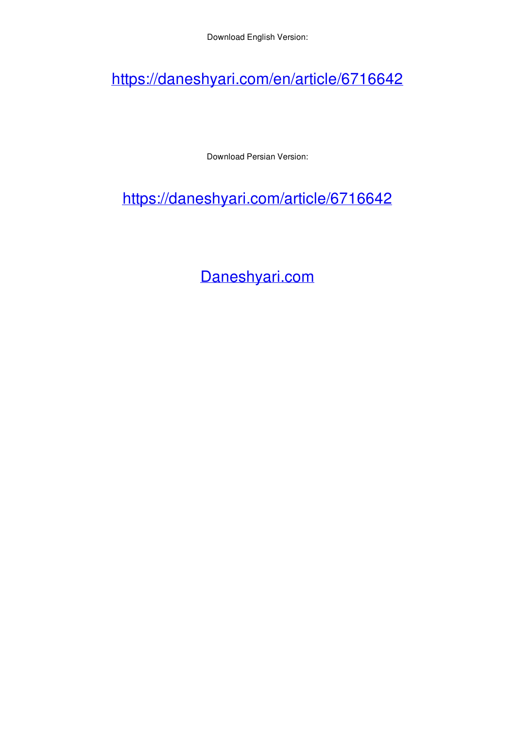Download English Version:

https://daneshyari.com/en/article/6716642

Download Persian Version:

https://daneshyari.com/article/6716642

Daneshyari.com